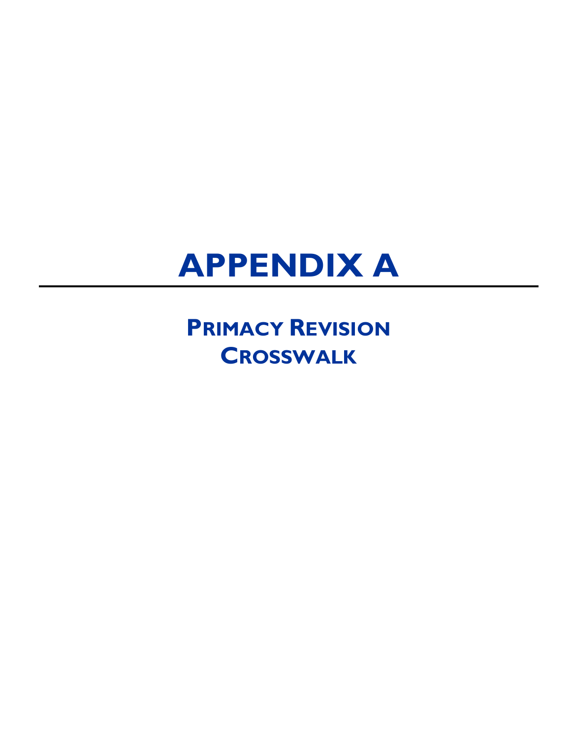# APPENDIX A

---

## PRIMACY REVISION CROSSWALK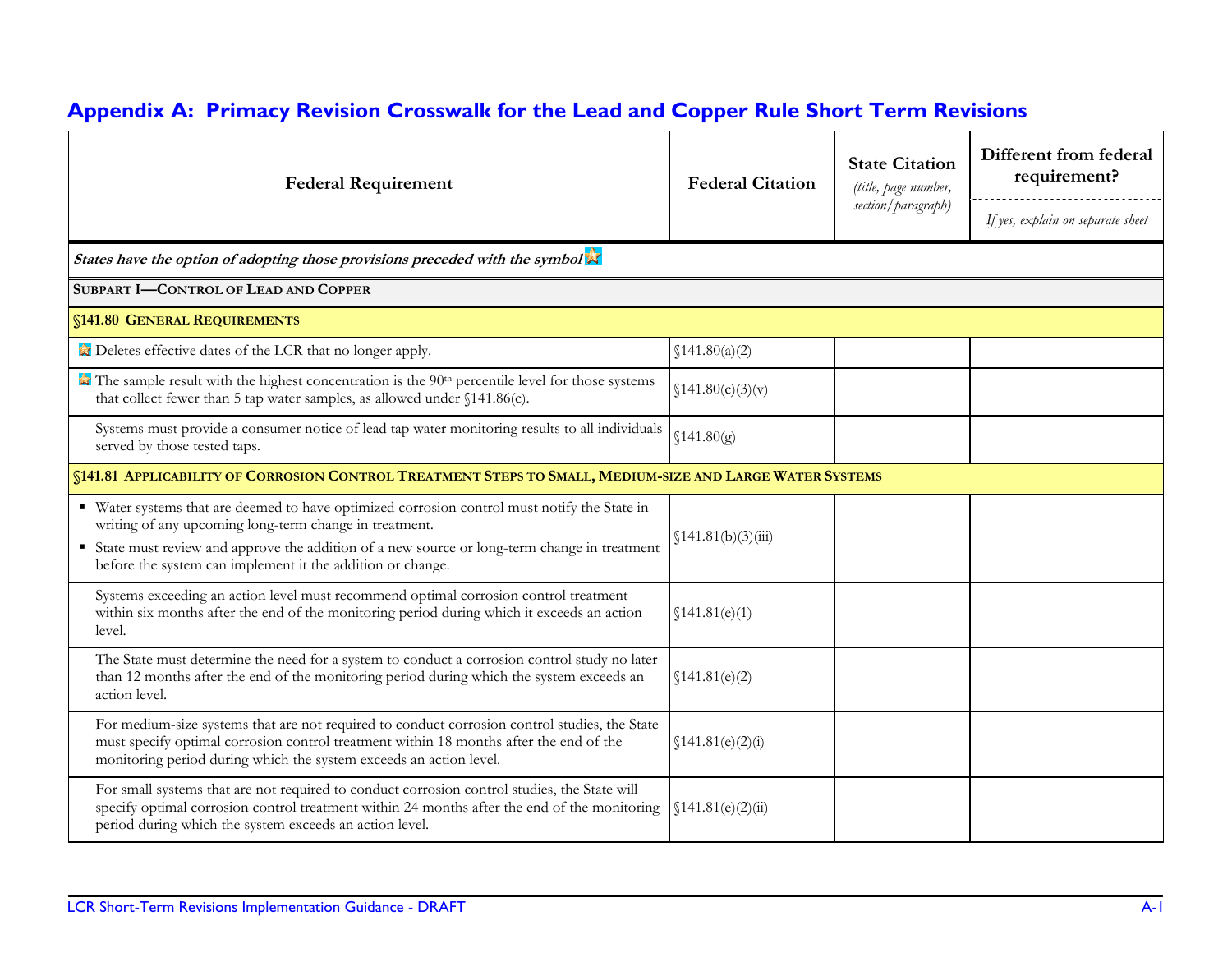## Appendix A: Primacy Revision Crosswalk for the Lead and Copper Rule Short Term Revisions

| Federal Requirement | Federal Citation | State Citation *(title, page number, section/paragraph)* | Different from federal requirement? *If yes, explain on separate sheet* |
|---|---|---|---|
| ***States have the option of adopting those provisions preceded with the symbol ⭐*** | | | |
| **SUBPART I—CONTROL OF LEAD AND COPPER** | | | |
| **§141.80 GENERAL REQUIREMENTS** | | | |
| ⭐ Deletes effective dates of the LCR that no longer apply. | §141.80(a)(2) | | |
| ⭐ The sample result with the highest concentration is the 90th percentile level for those systems that collect fewer than 5 tap water samples, as allowed under §141.86(c). | §141.80(c)(3)(v) | | |
| Systems must provide a consumer notice of lead tap water monitoring results to all individuals served by those tested taps. | §141.80(g) | | |
| **§141.81 APPLICABILITY OF CORROSION CONTROL TREATMENT STEPS TO SMALL, MEDIUM-SIZE AND LARGE WATER SYSTEMS** | | | |
| ▪ Water systems that are deemed to have optimized corrosion control must notify the State in writing of any upcoming long-term change in treatment. ▪ State must review and approve the addition of a new source or long-term change in treatment before the system can implement it the addition or change. | §141.81(b)(3)(iii) | | |
| Systems exceeding an action level must recommend optimal corrosion control treatment within six months after the end of the monitoring period during which it exceeds an action level. | §141.81(e)(1) | | |
| The State must determine the need for a system to conduct a corrosion control study no later than 12 months after the end of the monitoring period during which the system exceeds an action level. | §141.81(e)(2) | | |
| For medium-size systems that are not required to conduct corrosion control studies, the State must specify optimal corrosion control treatment within 18 months after the end of the monitoring period during which the system exceeds an action level. | §141.81(e)(2)(i) | | |
| For small systems that are not required to conduct corrosion control studies, the State will specify optimal corrosion control treatment within 24 months after the end of the monitoring period during which the system exceeds an action level. | §141.81(e)(2)(ii) | | |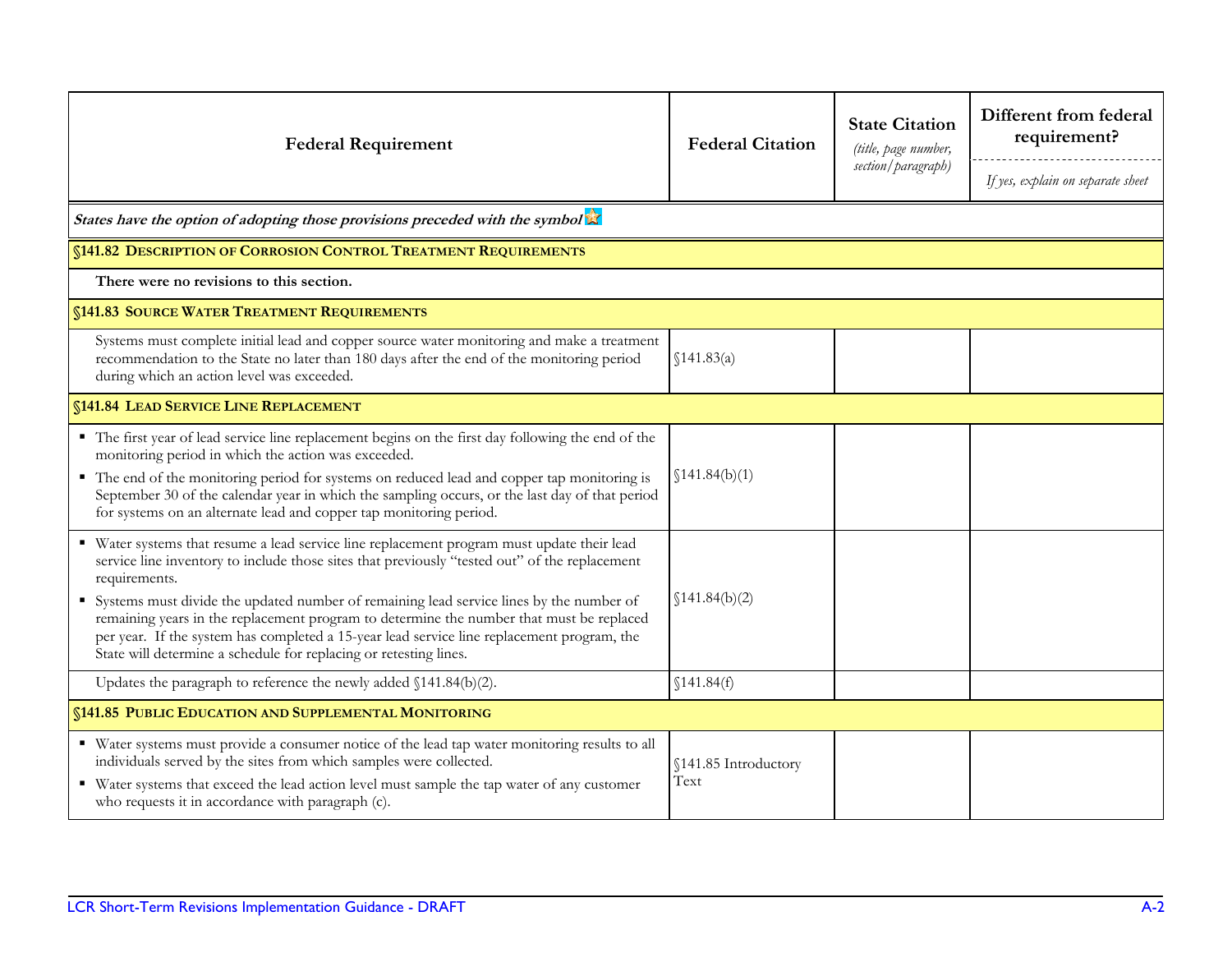| Federal Requirement | Federal Citation | State Citation *(title, page number, section/paragraph)* | Different from federal requirement? *If yes, explain on separate sheet* |
|---|---|---|---|
| ***States have the option of adopting those provisions preceded with the symbol*** ⭐ | | | |
| **§141.82 DESCRIPTION OF CORROSION CONTROL TREATMENT REQUIREMENTS** | | | |
| **There were no revisions to this section.** | | | |
| **§141.83 SOURCE WATER TREATMENT REQUIREMENTS** | | | |
| Systems must complete initial lead and copper source water monitoring and make a treatment recommendation to the State no later than 180 days after the end of the monitoring period during which an action level was exceeded. | §141.83(a) | | |
| **§141.84 LEAD SERVICE LINE REPLACEMENT** | | | |
| ▪ The first year of lead service line replacement begins on the first day following the end of the monitoring period in which the action was exceeded.<br>▪ The end of the monitoring period for systems on reduced lead and copper tap monitoring is September 30 of the calendar year in which the sampling occurs, or the last day of that period for systems on an alternate lead and copper tap monitoring period. | §141.84(b)(1) | | |
| ▪ Water systems that resume a lead service line replacement program must update their lead service line inventory to include those sites that previously "tested out" of the replacement requirements.<br>▪ Systems must divide the updated number of remaining lead service lines by the number of remaining years in the replacement program to determine the number that must be replaced per year. If the system has completed a 15-year lead service line replacement program, the State will determine a schedule for replacing or retesting lines. | §141.84(b)(2) | | |
| Updates the paragraph to reference the newly added §141.84(b)(2). | §141.84(f) | | |
| **§141.85 PUBLIC EDUCATION AND SUPPLEMENTAL MONITORING** | | | |
| ▪ Water systems must provide a consumer notice of the lead tap water monitoring results to all individuals served by the sites from which samples were collected.<br>▪ Water systems that exceed the lead action level must sample the tap water of any customer who requests it in accordance with paragraph (c). | §141.85 Introductory Text | | |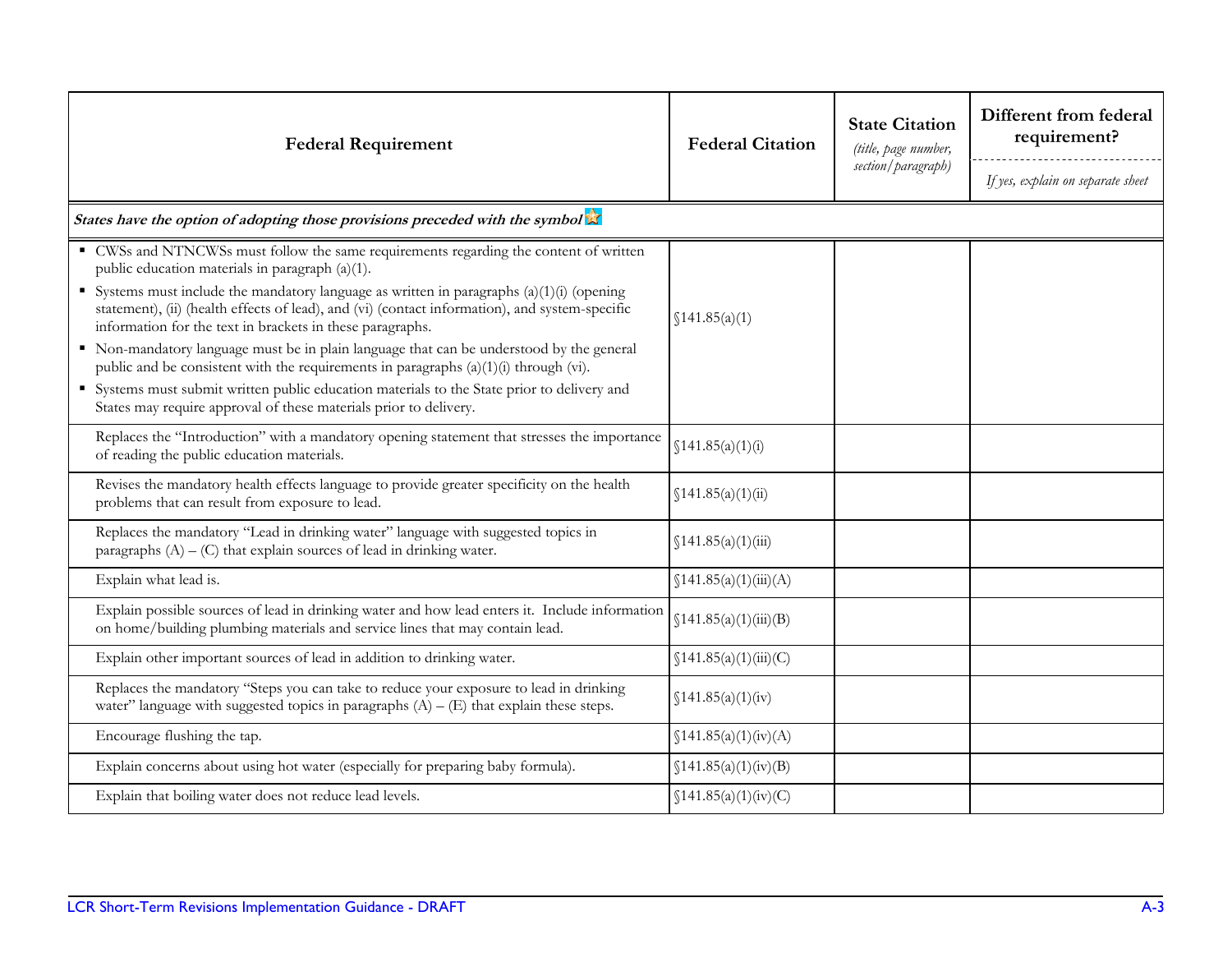| Federal Requirement | Federal Citation | State Citation *(title, page number, section/paragraph)* | Different from federal requirement? *If yes, explain on separate sheet* |
|---|---|---|---|
| ***States have the option of adopting those provisions preceded with the symbol*** ⭐ | | | |
| ▪ CWSs and NTNCWSs must follow the same requirements regarding the content of written public education materials in paragraph (a)(1).<br>▪ Systems must include the mandatory language as written in paragraphs (a)(1)(i) (opening statement), (ii) (health effects of lead), and (vi) (contact information), and system-specific information for the text in brackets in these paragraphs.<br>▪ Non-mandatory language must be in plain language that can be understood by the general public and be consistent with the requirements in paragraphs (a)(1)(i) through (vi).<br>▪ Systems must submit written public education materials to the State prior to delivery and States may require approval of these materials prior to delivery. | §141.85(a)(1) | | |
| Replaces the "Introduction" with a mandatory opening statement that stresses the importance of reading the public education materials. | §141.85(a)(1)(i) | | |
| Revises the mandatory health effects language to provide greater specificity on the health problems that can result from exposure to lead. | §141.85(a)(1)(ii) | | |
| Replaces the mandatory "Lead in drinking water" language with suggested topics in paragraphs (A) – (C) that explain sources of lead in drinking water. | §141.85(a)(1)(iii) | | |
| Explain what lead is. | §141.85(a)(1)(iii)(A) | | |
| Explain possible sources of lead in drinking water and how lead enters it. Include information on home/building plumbing materials and service lines that may contain lead. | §141.85(a)(1)(iii)(B) | | |
| Explain other important sources of lead in addition to drinking water. | §141.85(a)(1)(iii)(C) | | |
| Replaces the mandatory "Steps you can take to reduce your exposure to lead in drinking water" language with suggested topics in paragraphs (A) – (E) that explain these steps. | §141.85(a)(1)(iv) | | |
| Encourage flushing the tap. | §141.85(a)(1)(iv)(A) | | |
| Explain concerns about using hot water (especially for preparing baby formula). | §141.85(a)(1)(iv)(B) | | |
| Explain that boiling water does not reduce lead levels. | §141.85(a)(1)(iv)(C) | | |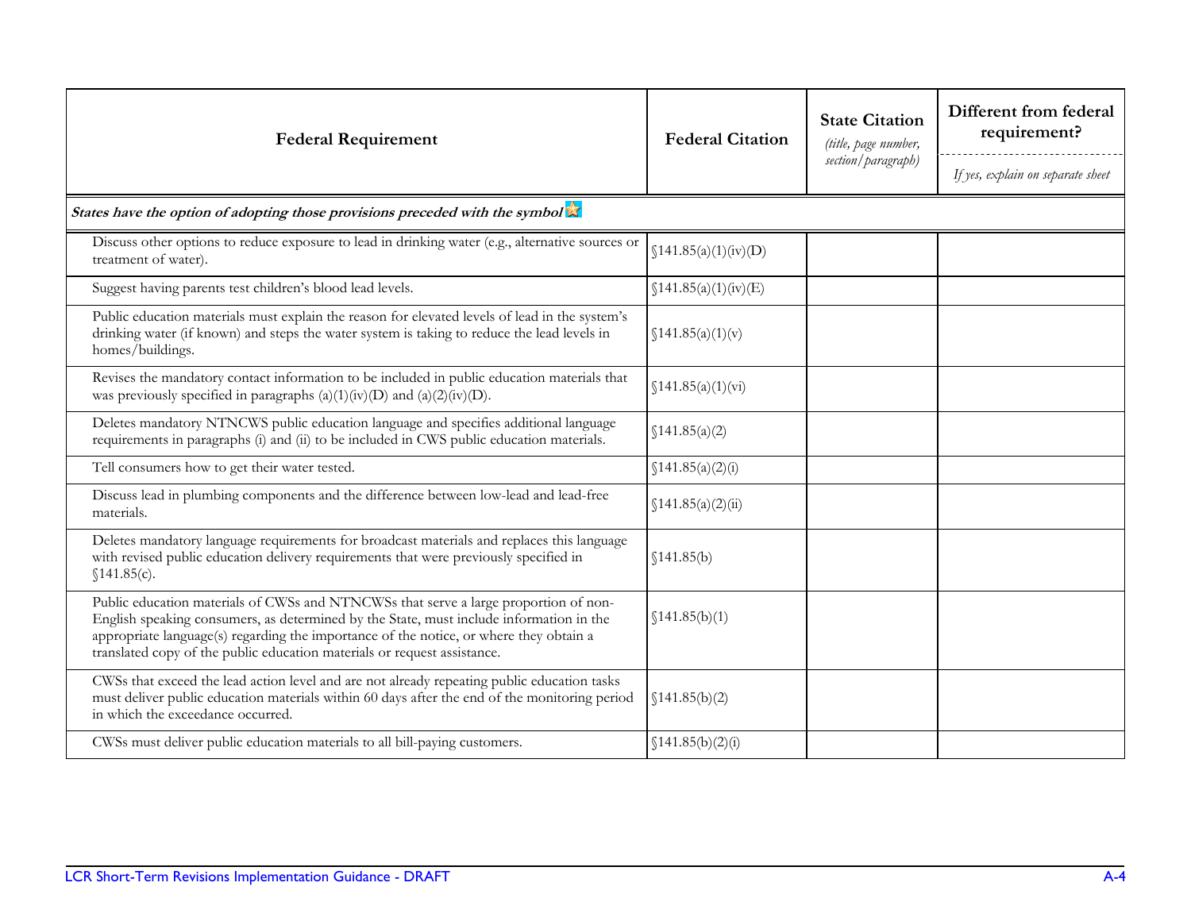| Federal Requirement | Federal Citation | State Citation *(title, page number, section/paragraph)* | Different from federal requirement? *If yes, explain on separate sheet* |
|---|---|---|---|
| ***States have the option of adopting those provisions preceded with the symbol*** | | | |
| Discuss other options to reduce exposure to lead in drinking water (e.g., alternative sources or treatment of water). | §141.85(a)(1)(iv)(D) | | |
| Suggest having parents test children's blood lead levels. | §141.85(a)(1)(iv)(E) | | |
| Public education materials must explain the reason for elevated levels of lead in the system's drinking water (if known) and steps the water system is taking to reduce the lead levels in homes/buildings. | §141.85(a)(1)(v) | | |
| Revises the mandatory contact information to be included in public education materials that was previously specified in paragraphs (a)(1)(iv)(D) and (a)(2)(iv)(D). | §141.85(a)(1)(vi) | | |
| Deletes mandatory NTNCWS public education language and specifies additional language requirements in paragraphs (i) and (ii) to be included in CWS public education materials. | §141.85(a)(2) | | |
| Tell consumers how to get their water tested. | §141.85(a)(2)(i) | | |
| Discuss lead in plumbing components and the difference between low-lead and lead-free materials. | §141.85(a)(2)(ii) | | |
| Deletes mandatory language requirements for broadcast materials and replaces this language with revised public education delivery requirements that were previously specified in §141.85(c). | §141.85(b) | | |
| Public education materials of CWSs and NTNCWSs that serve a large proportion of non-English speaking consumers, as determined by the State, must include information in the appropriate language(s) regarding the importance of the notice, or where they obtain a translated copy of the public education materials or request assistance. | §141.85(b)(1) | | |
| CWSs that exceed the lead action level and are not already repeating public education tasks must deliver public education materials within 60 days after the end of the monitoring period in which the exceedance occurred. | §141.85(b)(2) | | |
| CWSs must deliver public education materials to all bill-paying customers. | §141.85(b)(2)(i) | | |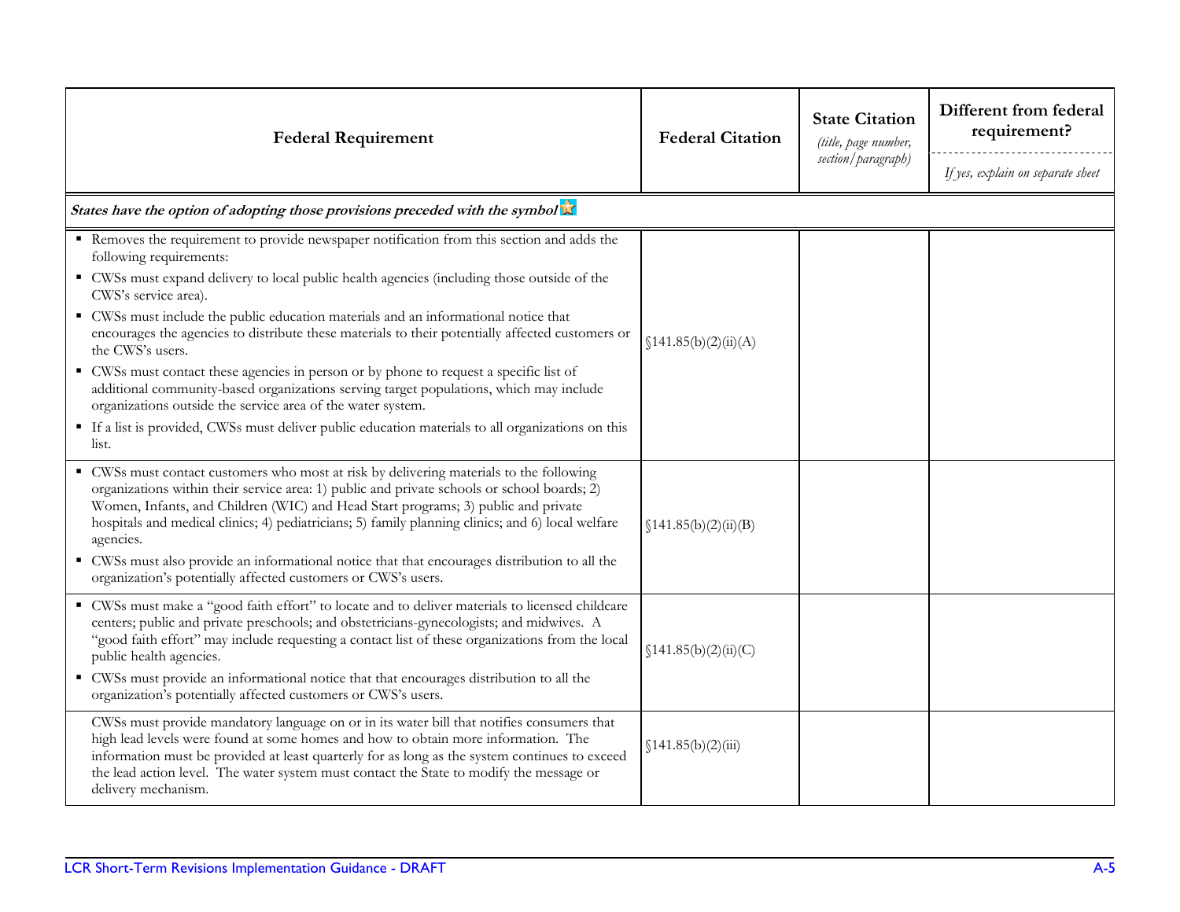| Federal Requirement | Federal Citation | State Citation *(title, page number, section/paragraph)* | Different from federal requirement? *If yes, explain on separate sheet* |
|---|---|---|---|
| ***States have the option of adopting those provisions preceded with the symbol*** ⭐ | | | |
| ▪ Removes the requirement to provide newspaper notification from this section and adds the following requirements:<br>▪ CWSs must expand delivery to local public health agencies (including those outside of the CWS's service area).<br>▪ CWSs must include the public education materials and an informational notice that encourages the agencies to distribute these materials to their potentially affected customers or the CWS's users.<br>▪ CWSs must contact these agencies in person or by phone to request a specific list of additional community-based organizations serving target populations, which may include organizations outside the service area of the water system.<br>▪ If a list is provided, CWSs must deliver public education materials to all organizations on this list. | §141.85(b)(2)(ii)(A) | | |
| ▪ CWSs must contact customers who most at risk by delivering materials to the following organizations within their service area: 1) public and private schools or school boards; 2) Women, Infants, and Children (WIC) and Head Start programs; 3) public and private hospitals and medical clinics; 4) pediatricians; 5) family planning clinics; and 6) local welfare agencies.<br>▪ CWSs must also provide an informational notice that that encourages distribution to all the organization's potentially affected customers or CWS's users. | §141.85(b)(2)(ii)(B) | | |
| ▪ CWSs must make a "good faith effort" to locate and to deliver materials to licensed childcare centers; public and private preschools; and obstetricians-gynecologists; and midwives. A "good faith effort" may include requesting a contact list of these organizations from the local public health agencies.<br>▪ CWSs must provide an informational notice that that encourages distribution to all the organization's potentially affected customers or CWS's users. | §141.85(b)(2)(ii)(C) | | |
| CWSs must provide mandatory language on or in its water bill that notifies consumers that high lead levels were found at some homes and how to obtain more information. The information must be provided at least quarterly for as long as the system continues to exceed the lead action level. The water system must contact the State to modify the message or delivery mechanism. | §141.85(b)(2)(iii) | | |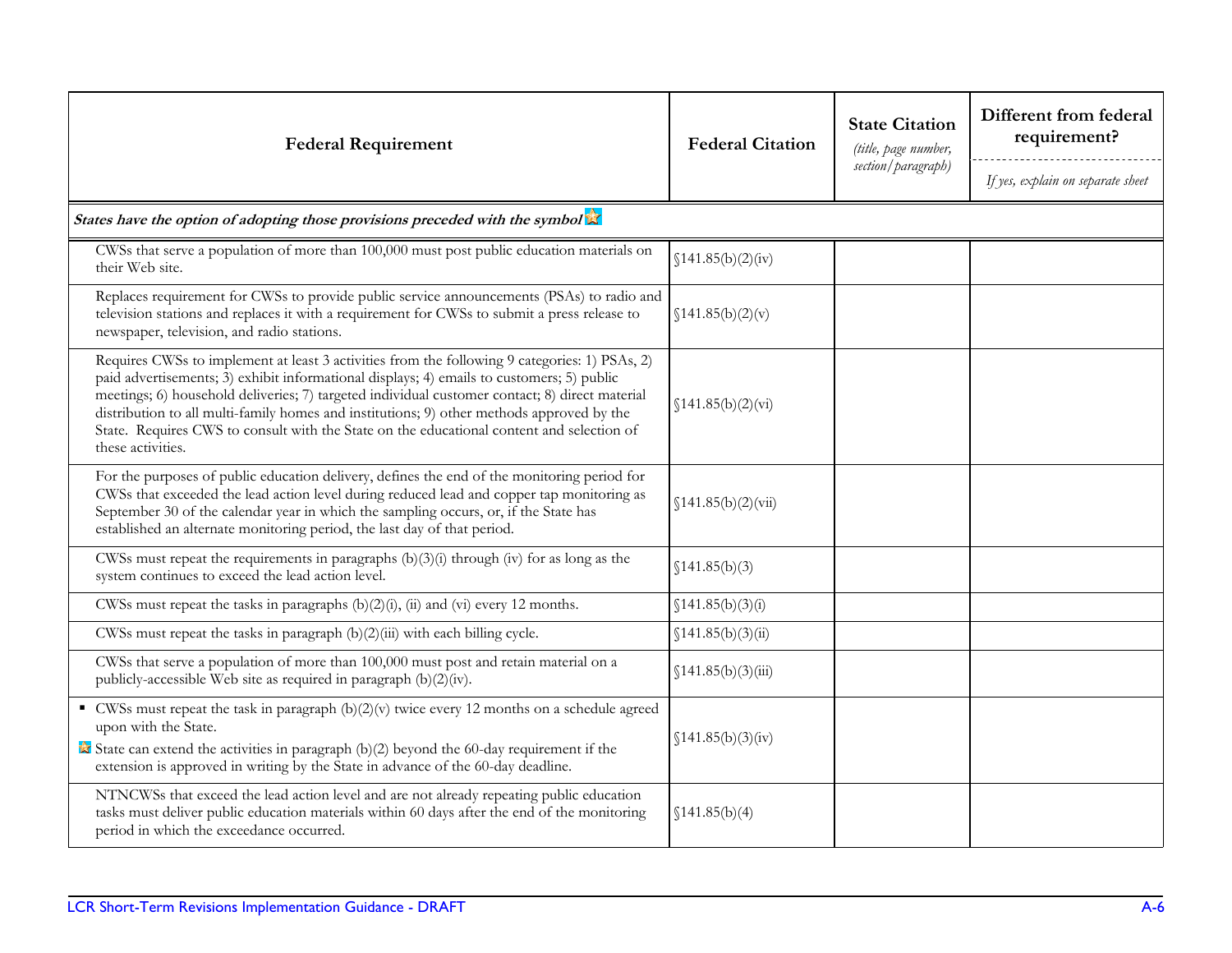| Federal Requirement | Federal Citation | State Citation *(title, page number, section/paragraph)* | Different from federal requirement? *If yes, explain on separate sheet* |
|---|---|---|---|
| ***States have the option of adopting those provisions preceded with the symbol*** ☆ | | | |
| CWSs that serve a population of more than 100,000 must post public education materials on their Web site. | §141.85(b)(2)(iv) | | |
| Replaces requirement for CWSs to provide public service announcements (PSAs) to radio and television stations and replaces it with a requirement for CWSs to submit a press release to newspaper, television, and radio stations. | §141.85(b)(2)(v) | | |
| Requires CWSs to implement at least 3 activities from the following 9 categories: 1) PSAs, 2) paid advertisements; 3) exhibit informational displays; 4) emails to customers; 5) public meetings; 6) household deliveries; 7) targeted individual customer contact; 8) direct material distribution to all multi-family homes and institutions; 9) other methods approved by the State. Requires CWS to consult with the State on the educational content and selection of these activities. | §141.85(b)(2)(vi) | | |
| For the purposes of public education delivery, defines the end of the monitoring period for CWSs that exceeded the lead action level during reduced lead and copper tap monitoring as September 30 of the calendar year in which the sampling occurs, or, if the State has established an alternate monitoring period, the last day of that period. | §141.85(b)(2)(vii) | | |
| CWSs must repeat the requirements in paragraphs (b)(3)(i) through (iv) for as long as the system continues to exceed the lead action level. | §141.85(b)(3) | | |
| CWSs must repeat the tasks in paragraphs (b)(2)(i), (ii) and (vi) every 12 months. | §141.85(b)(3)(i) | | |
| CWSs must repeat the tasks in paragraph (b)(2)(iii) with each billing cycle. | §141.85(b)(3)(ii) | | |
| CWSs that serve a population of more than 100,000 must post and retain material on a publicly-accessible Web site as required in paragraph (b)(2)(iv). | §141.85(b)(3)(iii) | | |
| ▪ CWSs must repeat the task in paragraph (b)(2)(v) twice every 12 months on a schedule agreed upon with the State.<br>☆ State can extend the activities in paragraph (b)(2) beyond the 60-day requirement if the extension is approved in writing by the State in advance of the 60-day deadline. | §141.85(b)(3)(iv) | | |
| NTNCWSs that exceed the lead action level and are not already repeating public education tasks must deliver public education materials within 60 days after the end of the monitoring period in which the exceedance occurred. | §141.85(b)(4) | | |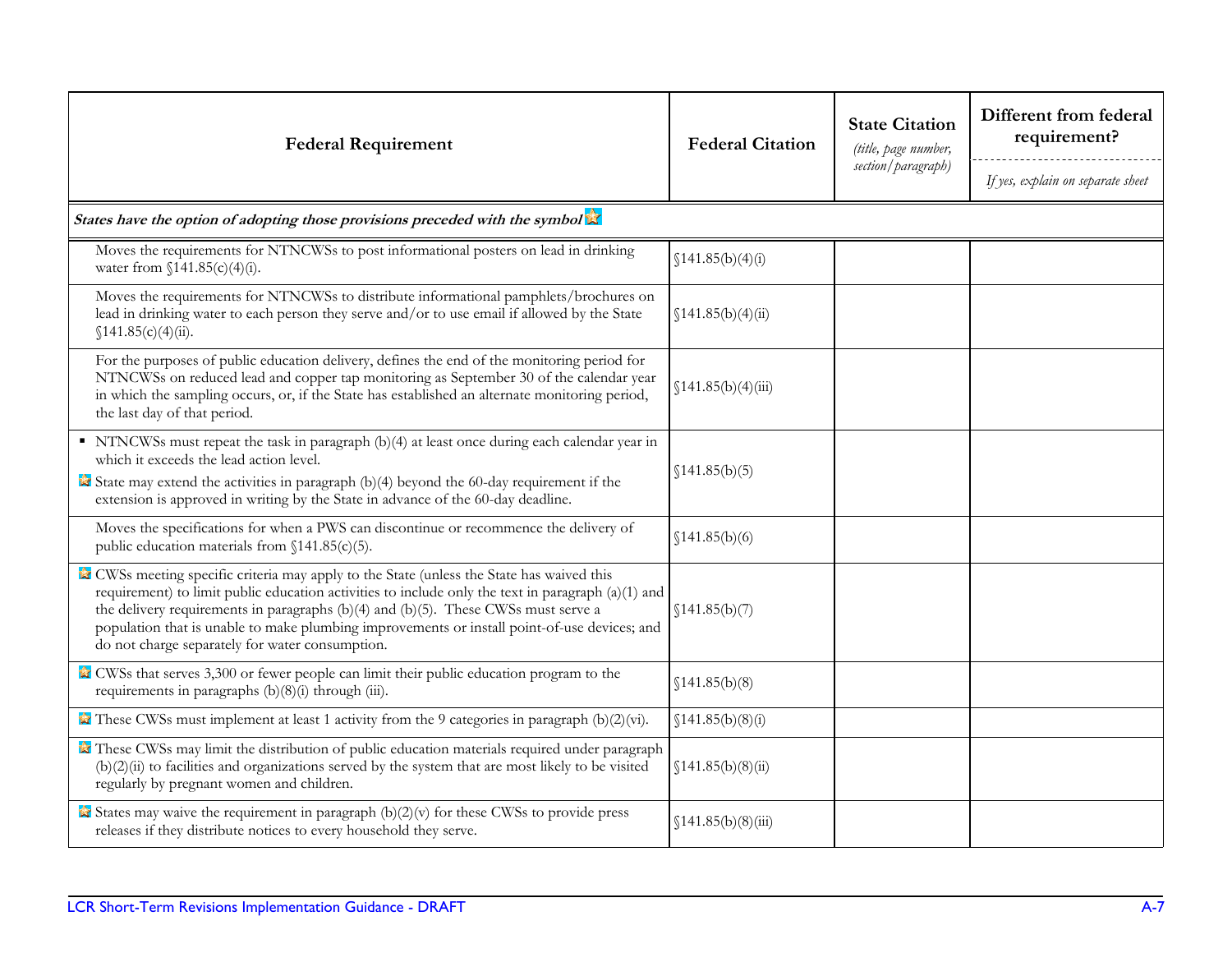| Federal Requirement | Federal Citation | State Citation *(title, page number, section/paragraph)* | Different from federal requirement? *If yes, explain on separate sheet* |
|---|---|---|---|
| ***States have the option of adopting those provisions preceded with the symbol*** ★ | | | |
| Moves the requirements for NTNCWSs to post informational posters on lead in drinking water from §141.85(c)(4)(i). | §141.85(b)(4)(i) | | |
| Moves the requirements for NTNCWSs to distribute informational pamphlets/brochures on lead in drinking water to each person they serve and/or to use email if allowed by the State §141.85(c)(4)(ii). | §141.85(b)(4)(ii) | | |
| For the purposes of public education delivery, defines the end of the monitoring period for NTNCWSs on reduced lead and copper tap monitoring as September 30 of the calendar year in which the sampling occurs, or, if the State has established an alternate monitoring period, the last day of that period. | §141.85(b)(4)(iii) | | |
| ▪ NTNCWSs must repeat the task in paragraph (b)(4) at least once during each calendar year in which it exceeds the lead action level. ★ State may extend the activities in paragraph (b)(4) beyond the 60-day requirement if the extension is approved in writing by the State in advance of the 60-day deadline. | §141.85(b)(5) | | |
| Moves the specifications for when a PWS can discontinue or recommence the delivery of public education materials from §141.85(c)(5). | §141.85(b)(6) | | |
| ★ CWSs meeting specific criteria may apply to the State (unless the State has waived this requirement) to limit public education activities to include only the text in paragraph (a)(1) and the delivery requirements in paragraphs (b)(4) and (b)(5). These CWSs must serve a population that is unable to make plumbing improvements or install point-of-use devices; and do not charge separately for water consumption. | §141.85(b)(7) | | |
| ★ CWSs that serves 3,300 or fewer people can limit their public education program to the requirements in paragraphs (b)(8)(i) through (iii). | §141.85(b)(8) | | |
| ★ These CWSs must implement at least 1 activity from the 9 categories in paragraph (b)(2)(vi). | §141.85(b)(8)(i) | | |
| ★ These CWSs may limit the distribution of public education materials required under paragraph (b)(2)(ii) to facilities and organizations served by the system that are most likely to be visited regularly by pregnant women and children. | §141.85(b)(8)(ii) | | |
| ★ States may waive the requirement in paragraph (b)(2)(v) for these CWSs to provide press releases if they distribute notices to every household they serve. | §141.85(b)(8)(iii) | | |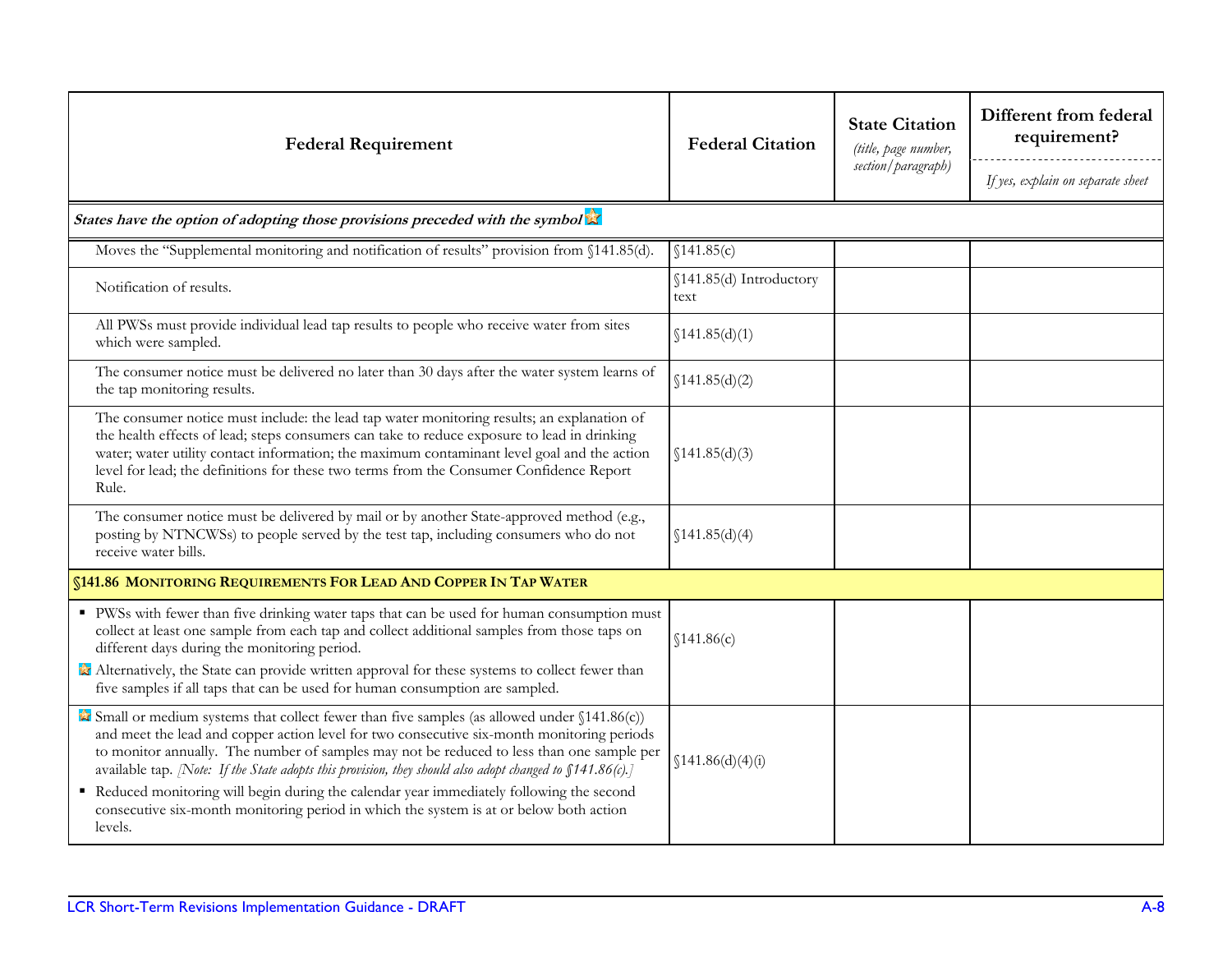| Federal Requirement | Federal Citation | State Citation *(title, page number, section/paragraph)* | Different from federal requirement? *If yes, explain on separate sheet* |
|---|---|---|---|
| ***States have the option of adopting those provisions preceded with the symbol*** ⭐ | | | |
| Moves the "Supplemental monitoring and notification of results" provision from §141.85(d). | §141.85(c) | | |
| Notification of results. | §141.85(d) Introductory text | | |
| All PWSs must provide individual lead tap results to people who receive water from sites which were sampled. | §141.85(d)(1) | | |
| The consumer notice must be delivered no later than 30 days after the water system learns of the tap monitoring results. | §141.85(d)(2) | | |
| The consumer notice must include: the lead tap water monitoring results; an explanation of the health effects of lead; steps consumers can take to reduce exposure to lead in drinking water; water utility contact information; the maximum contaminant level goal and the action level for lead; the definitions for these two terms from the Consumer Confidence Report Rule. | §141.85(d)(3) | | |
| The consumer notice must be delivered by mail or by another State-approved method (e.g., posting by NTNCWSs) to people served by the test tap, including consumers who do not receive water bills. | §141.85(d)(4) | | |
| **§141.86 MONITORING REQUIREMENTS FOR LEAD AND COPPER IN TAP WATER** | | | |
| ▪ PWSs with fewer than five drinking water taps that can be used for human consumption must collect at least one sample from each tap and collect additional samples from those taps on different days during the monitoring period.<br>⭐ Alternatively, the State can provide written approval for these systems to collect fewer than five samples if all taps that can be used for human consumption are sampled. | §141.86(c) | | |
| ⭐ Small or medium systems that collect fewer than five samples (as allowed under §141.86(c)) and meet the lead and copper action level for two consecutive six-month monitoring periods to monitor annually. The number of samples may not be reduced to less than one sample per available tap. *[Note: If the State adopts this provision, they should also adopt changed to §141.86(c).]*<br>▪ Reduced monitoring will begin during the calendar year immediately following the second consecutive six-month monitoring period in which the system is at or below both action levels. | §141.86(d)(4)(i) | | |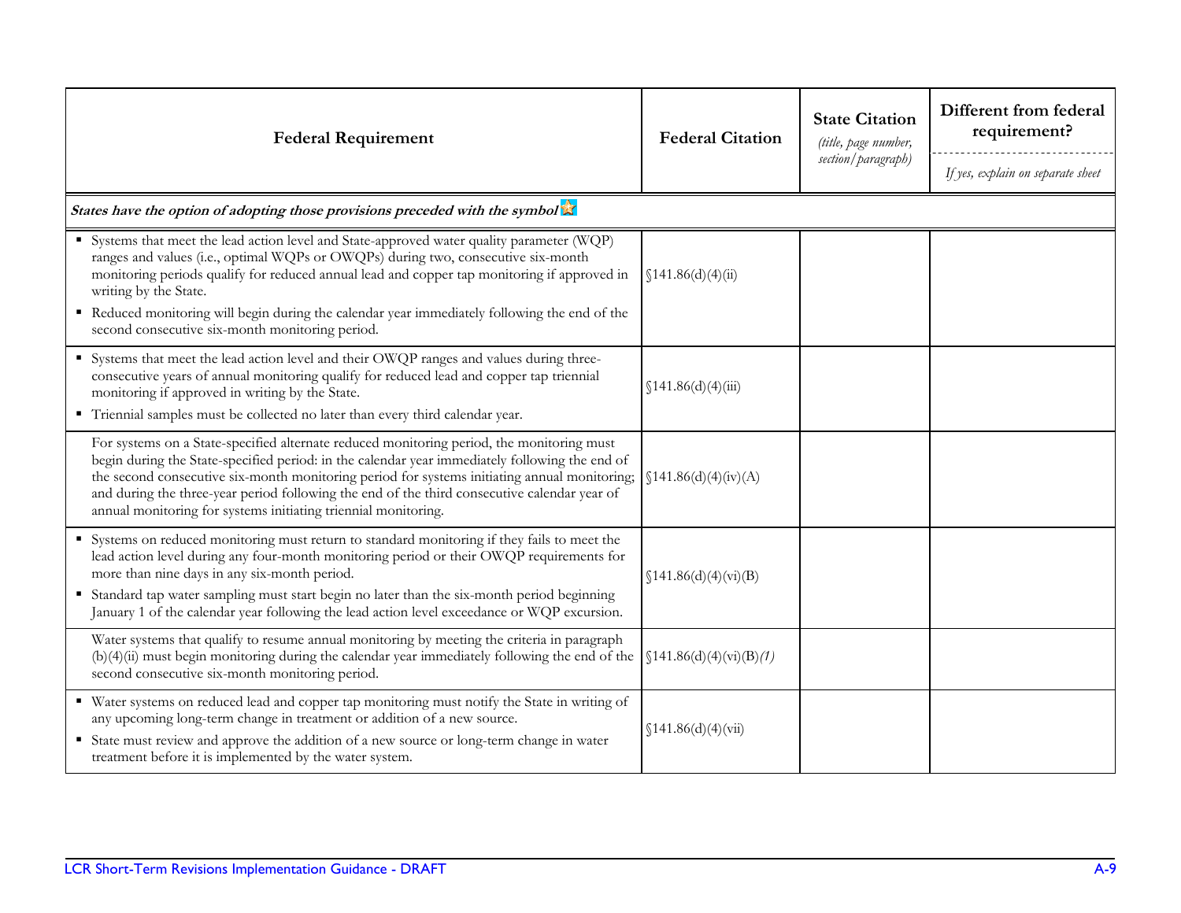| Federal Requirement | Federal Citation | State Citation *(title, page number, section/paragraph)* | Different from federal requirement? *If yes, explain on separate sheet* |
|---|---|---|---|
| ***States have the option of adopting those provisions preceded with the symbol*** ⭐ | | | |
| ▪ Systems that meet the lead action level and State-approved water quality parameter (WQP) ranges and values (i.e., optimal WQPs or OWQPs) during two, consecutive six-month monitoring periods qualify for reduced annual lead and copper tap monitoring if approved in writing by the State. ▪ Reduced monitoring will begin during the calendar year immediately following the end of the second consecutive six-month monitoring period. | §141.86(d)(4)(ii) | | |
| ▪ Systems that meet the lead action level and their OWQP ranges and values during three-consecutive years of annual monitoring qualify for reduced lead and copper tap triennial monitoring if approved in writing by the State. ▪ Triennial samples must be collected no later than every third calendar year. | §141.86(d)(4)(iii) | | |
| For systems on a State-specified alternate reduced monitoring period, the monitoring must begin during the State-specified period: in the calendar year immediately following the end of the second consecutive six-month monitoring period for systems initiating annual monitoring; and during the three-year period following the end of the third consecutive calendar year of annual monitoring for systems initiating triennial monitoring. | §141.86(d)(4)(iv)(A) | | |
| ▪ Systems on reduced monitoring must return to standard monitoring if they fails to meet the lead action level during any four-month monitoring period or their OWQP requirements for more than nine days in any six-month period. ▪ Standard tap water sampling must start begin no later than the six-month period beginning January 1 of the calendar year following the lead action level exceedance or WQP excursion. | §141.86(d)(4)(vi)(B) | | |
| Water systems that qualify to resume annual monitoring by meeting the criteria in paragraph (b)(4)(ii) must begin monitoring during the calendar year immediately following the end of the second consecutive six-month monitoring period. | §141.86(d)(4)(vi)(B)*(1)* | | |
| ▪ Water systems on reduced lead and copper tap monitoring must notify the State in writing of any upcoming long-term change in treatment or addition of a new source. ▪ State must review and approve the addition of a new source or long-term change in water treatment before it is implemented by the water system. | §141.86(d)(4)(vii) | | |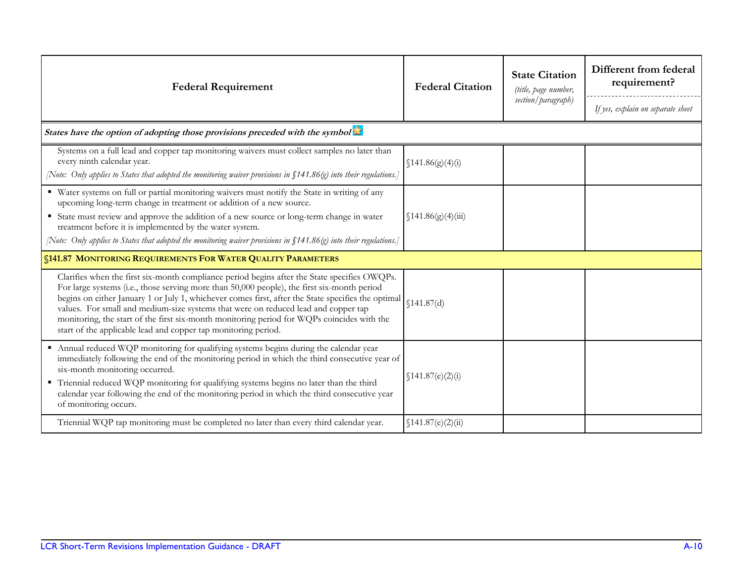| Federal Requirement | Federal Citation | State Citation *(title, page number, section/paragraph)* | Different from federal requirement? *If yes, explain on separate sheet* |
|---|---|---|---|
| ***States have the option of adopting those provisions preceded with the symbol*** ⭐ | | | |
| Systems on a full lead and copper tap monitoring waivers must collect samples no later than every ninth calendar year. *[Note: Only applies to States that adopted the monitoring waiver provisions in §141.86(g) into their regulations.]* | §141.86(g)(4)(i) | | |
| ▪ Water systems on full or partial monitoring waivers must notify the State in writing of any upcoming long-term change in treatment or addition of a new source. ▪ State must review and approve the addition of a new source or long-term change in water treatment before it is implemented by the water system. *[Note: Only applies to States that adopted the monitoring waiver provisions in §141.86(g) into their regulations.]* | §141.86(g)(4)(iii) | | |
| **§141.87 MONITORING REQUIREMENTS FOR WATER QUALITY PARAMETERS** | | | |
| Clarifies when the first six-month compliance period begins after the State specifies OWQPs. For large systems (i.e., those serving more than 50,000 people), the first six-month period begins on either January 1 or July 1, whichever comes first, after the State specifies the optimal values. For small and medium-size systems that were on reduced lead and copper tap monitoring, the start of the first six-month monitoring period for WQPs coincides with the start of the applicable lead and copper tap monitoring period. | §141.87(d) | | |
| ▪ Annual reduced WQP monitoring for qualifying systems begins during the calendar year immediately following the end of the monitoring period in which the third consecutive year of six-month monitoring occurred. ▪ Triennial reduced WQP monitoring for qualifying systems begins no later than the third calendar year following the end of the monitoring period in which the third consecutive year of monitoring occurs. | §141.87(e)(2)(i) | | |
| Triennial WQP tap monitoring must be completed no later than every third calendar year. | §141.87(e)(2)(ii) | | |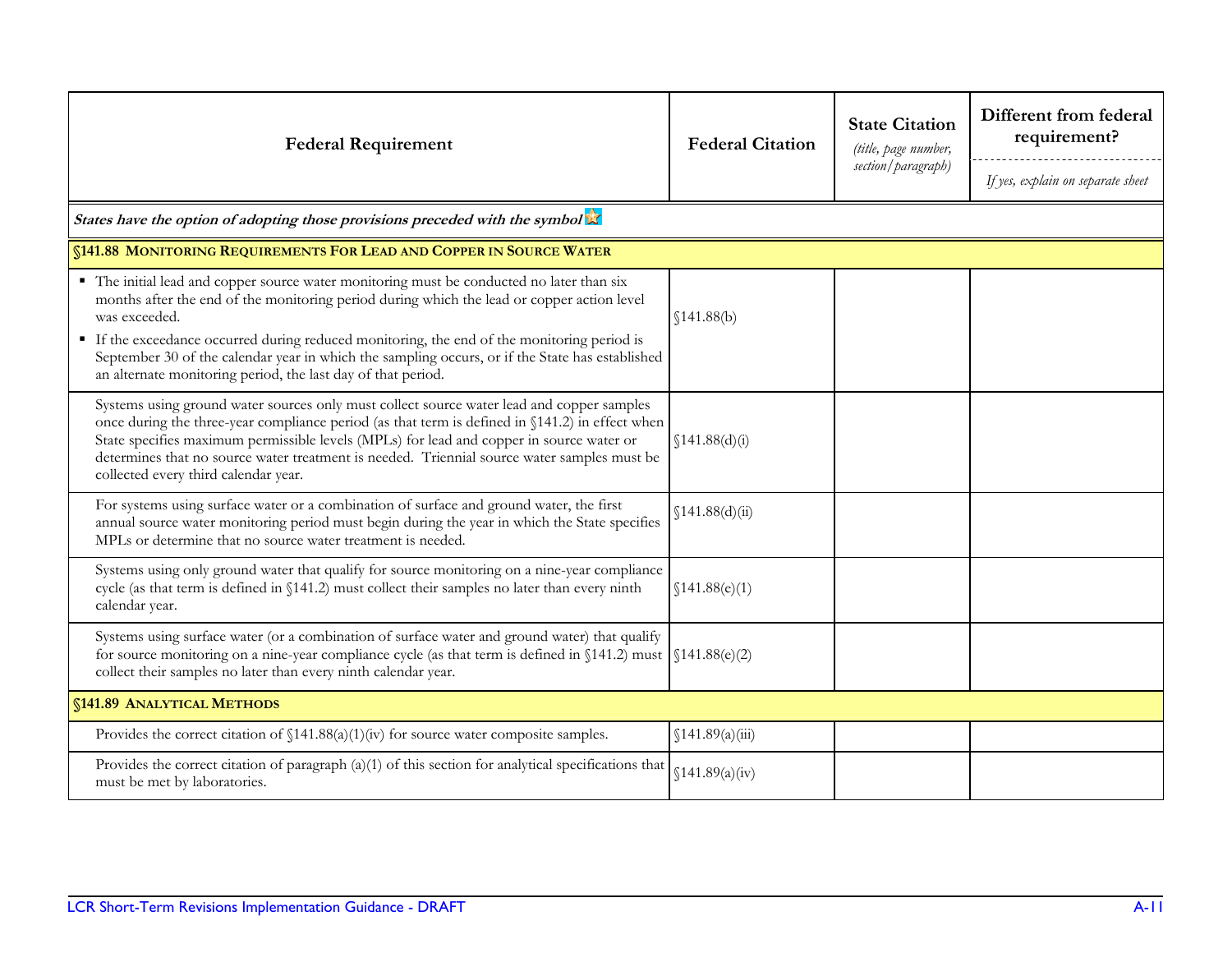| Federal Requirement | Federal Citation | State Citation *(title, page number, section/paragraph)* | Different from federal requirement? *If yes, explain on separate sheet* |
|---|---|---|---|
| ***States have the option of adopting those provisions preceded with the symbol*** | | | |
| **§141.88 MONITORING REQUIREMENTS FOR LEAD AND COPPER IN SOURCE WATER** | | | |
| ▪ The initial lead and copper source water monitoring must be conducted no later than six months after the end of the monitoring period during which the lead or copper action level was exceeded. ▪ If the exceedance occurred during reduced monitoring, the end of the monitoring period is September 30 of the calendar year in which the sampling occurs, or if the State has established an alternate monitoring period, the last day of that period. | §141.88(b) | | |
| Systems using ground water sources only must collect source water lead and copper samples once during the three-year compliance period (as that term is defined in §141.2) in effect when State specifies maximum permissible levels (MPLs) for lead and copper in source water or determines that no source water treatment is needed. Triennial source water samples must be collected every third calendar year. | §141.88(d)(i) | | |
| For systems using surface water or a combination of surface and ground water, the first annual source water monitoring period must begin during the year in which the State specifies MPLs or determine that no source water treatment is needed. | §141.88(d)(ii) | | |
| Systems using only ground water that qualify for source monitoring on a nine-year compliance cycle (as that term is defined in §141.2) must collect their samples no later than every ninth calendar year. | §141.88(e)(1) | | |
| Systems using surface water (or a combination of surface water and ground water) that qualify for source monitoring on a nine-year compliance cycle (as that term is defined in §141.2) must collect their samples no later than every ninth calendar year. | §141.88(e)(2) | | |
| **§141.89 ANALYTICAL METHODS** | | | |
| Provides the correct citation of §141.88(a)(1)(iv) for source water composite samples. | §141.89(a)(iii) | | |
| Provides the correct citation of paragraph (a)(1) of this section for analytical specifications that must be met by laboratories. | §141.89(a)(iv) | | |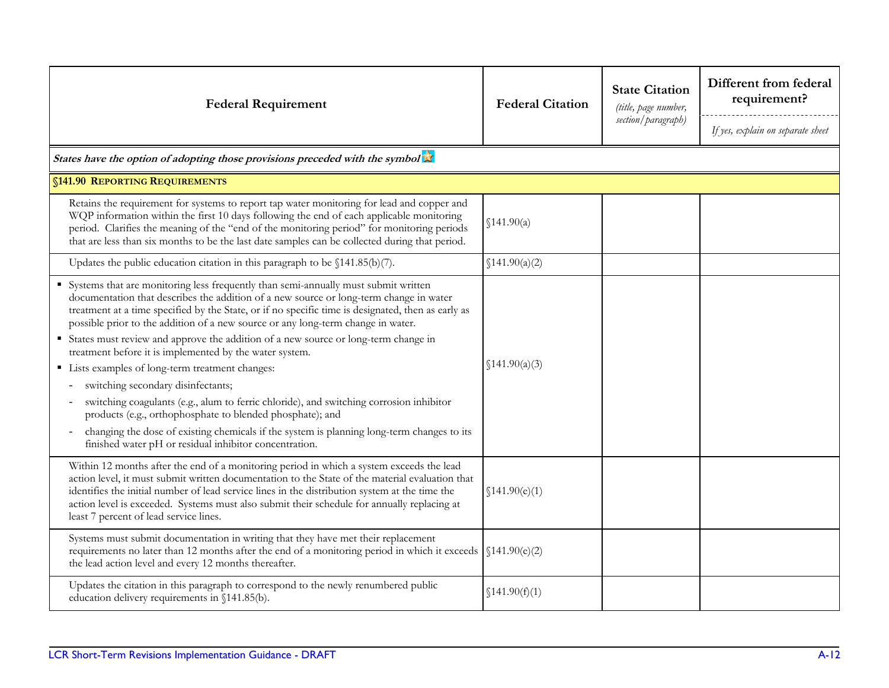| Federal Requirement | Federal Citation | State Citation *(title, page number, section/paragraph)* | Different from federal requirement? *If yes, explain on separate sheet* |
|---|---|---|---|
| ***States have the option of adopting those provisions preceded with the symbol*** ⭐ | | | |
| **§141.90 REPORTING REQUIREMENTS** | | | |
| Retains the requirement for systems to report tap water monitoring for lead and copper and WQP information within the first 10 days following the end of each applicable monitoring period. Clarifies the meaning of the "end of the monitoring period" for monitoring periods that are less than six months to be the last date samples can be collected during that period. | §141.90(a) | | |
| Updates the public education citation in this paragraph to be §141.85(b)(7). | §141.90(a)(2) | | |
| ▪ Systems that are monitoring less frequently than semi-annually must submit written documentation that describes the addition of a new source or long-term change in water treatment at a time specified by the State, or if no specific time is designated, then as early as possible prior to the addition of a new source or any long-term change in water. <br> ▪ States must review and approve the addition of a new source or long-term change in treatment before it is implemented by the water system. <br> ▪ Lists examples of long-term treatment changes: <br> - switching secondary disinfectants; <br> - switching coagulants (e.g., alum to ferric chloride), and switching corrosion inhibitor products (e.g., orthophosphate to blended phosphate); and <br> - changing the dose of existing chemicals if the system is planning long-term changes to its finished water pH or residual inhibitor concentration. | §141.90(a)(3) | | |
| Within 12 months after the end of a monitoring period in which a system exceeds the lead action level, it must submit written documentation to the State of the material evaluation that identifies the initial number of lead service lines in the distribution system at the time the action level is exceeded. Systems must also submit their schedule for annually replacing at least 7 percent of lead service lines. | §141.90(e)(1) | | |
| Systems must submit documentation in writing that they have met their replacement requirements no later than 12 months after the end of a monitoring period in which it exceeds the lead action level and every 12 months thereafter. | §141.90(e)(2) | | |
| Updates the citation in this paragraph to correspond to the newly renumbered public education delivery requirements in §141.85(b). | §141.90(f)(1) | | |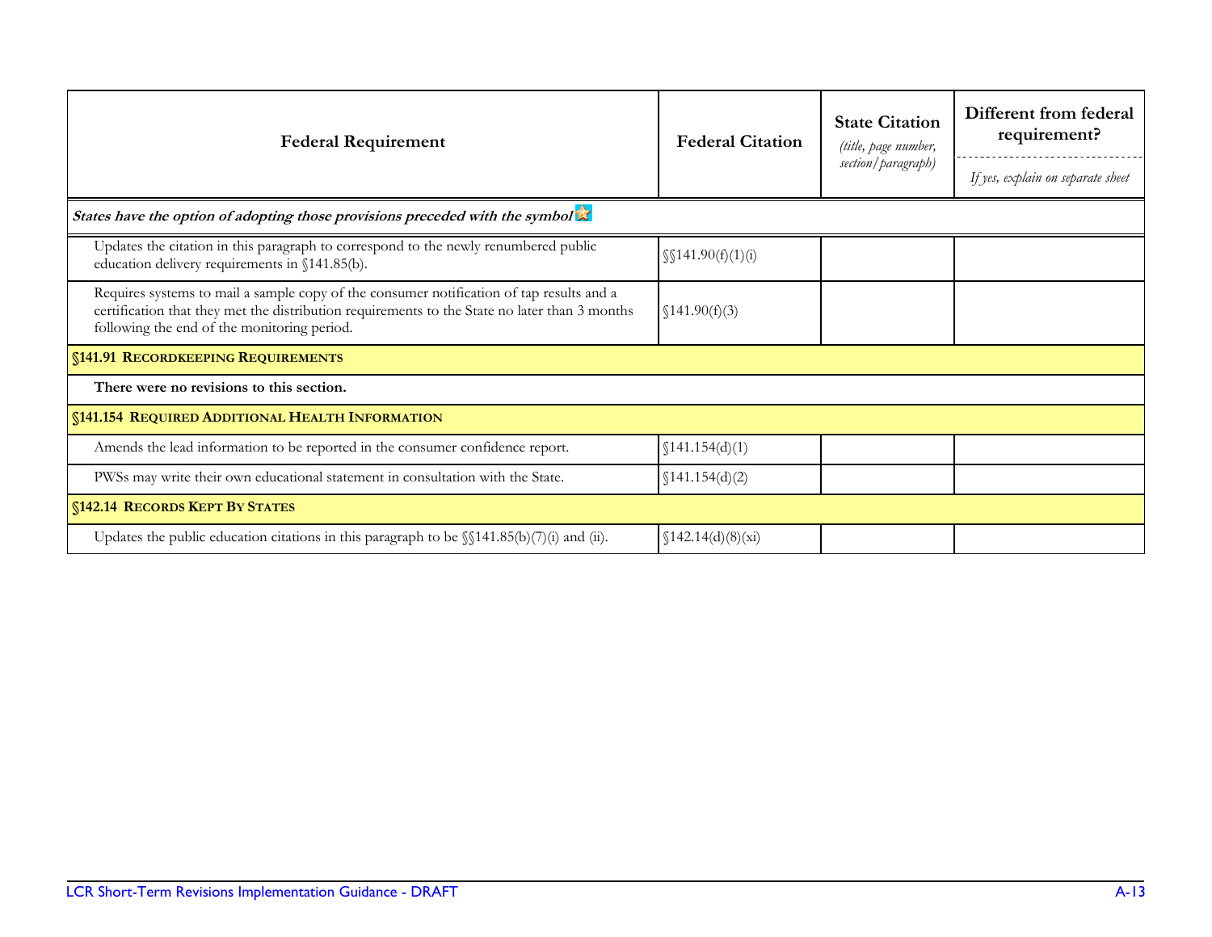| Federal Requirement | Federal Citation | State Citation *(title, page number, section/paragraph)* | Different from federal requirement? *If yes, explain on separate sheet* |
|---|---|---|---|
| ***States have the option of adopting those provisions preceded with the symbol*** ⭐ | | | |
| Updates the citation in this paragraph to correspond to the newly renumbered public education delivery requirements in §141.85(b). | §§141.90(f)(1)(i) | | |
| Requires systems to mail a sample copy of the consumer notification of tap results and a certification that they met the distribution requirements to the State no later than 3 months following the end of the monitoring period. | §141.90(f)(3) | | |
| **§141.91 RECORDKEEPING REQUIREMENTS** | | | |
| **There were no revisions to this section.** | | | |
| **§141.154 REQUIRED ADDITIONAL HEALTH INFORMATION** | | | |
| Amends the lead information to be reported in the consumer confidence report. | §141.154(d)(1) | | |
| PWSs may write their own educational statement in consultation with the State. | §141.154(d)(2) | | |
| **§142.14 RECORDS KEPT BY STATES** | | | |
| Updates the public education citations in this paragraph to be §§141.85(b)(7)(i) and (ii). | §142.14(d)(8)(xi) | | |